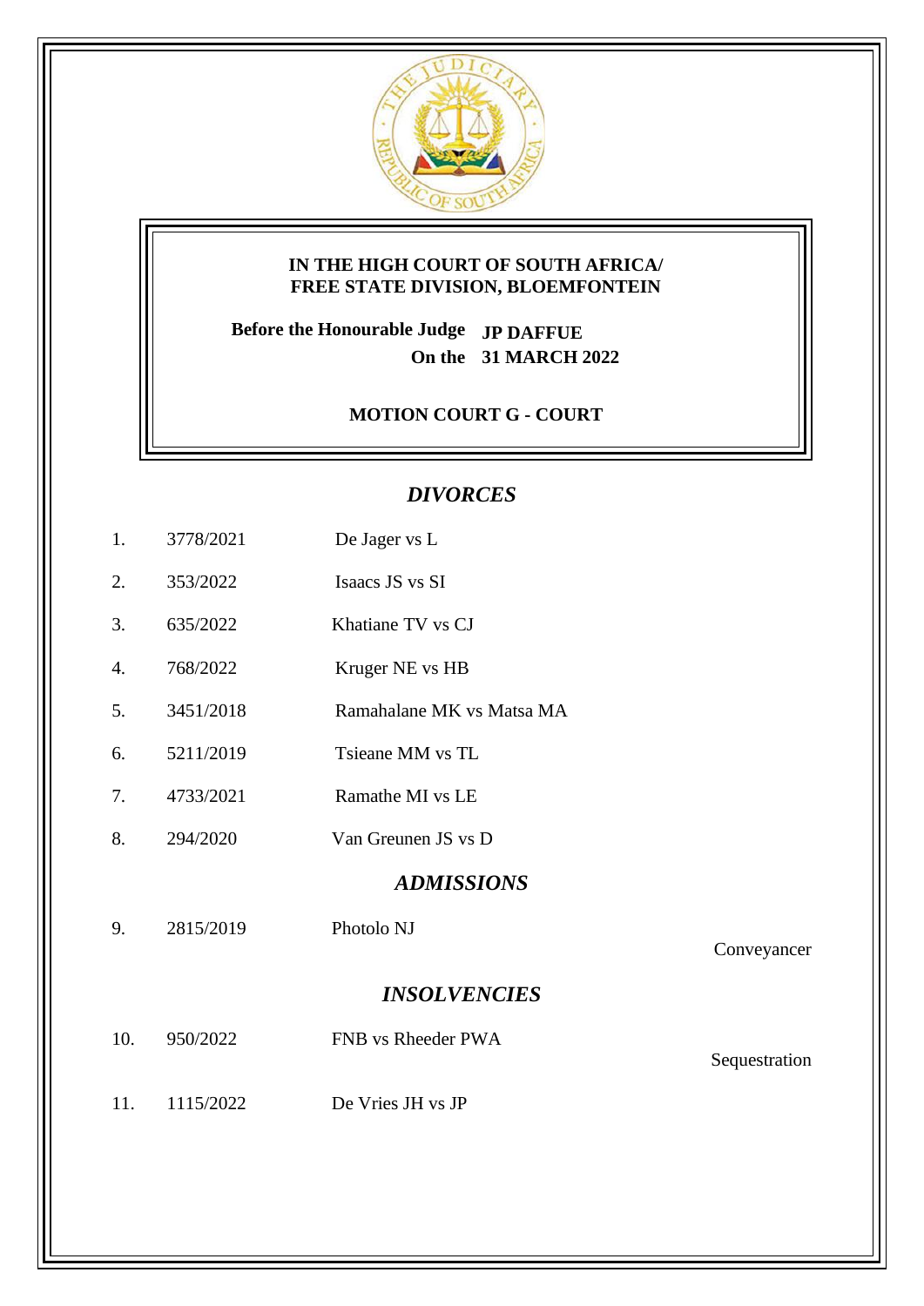**IN THE HIGH COURT OF SOUTH AFRICA/**
**FREE STATE DIVISION, BLOEMFONTEIN**

**Before the Honourable Judge JP DAFFUE**
**On the 31 MARCH 2022**

**MOTION COURT G - COURT**

## *DIVORCES*

| | | | |
|---|---|---|---|
| 1. | 3778/2021 | De Jager vs L | |
| 2. | 353/2022 | Isaacs JS vs SI | |
| 3. | 635/2022 | Khatiane TV vs CJ | |
| 4. | 768/2022 | Kruger NE vs HB | |
| 5. | 3451/2018 | Ramahalane MK vs Matsa MA | |
| 6. | 5211/2019 | Tsieane MM vs TL | |
| 7. | 4733/2021 | Ramathe MI vs LE | |
| 8. | 294/2020 | Van Greunen JS vs D | |

## *ADMISSIONS*

| | | | |
|---|---|---|---|
| 9. | 2815/2019 | Photolo NJ | Conveyancer |

## *INSOLVENCIES*

| | | | |
|---|---|---|---|
| 10. | 950/2022 | FNB vs Rheeder PWA | Sequestration |
| 11. | 1115/2022 | De Vries JH vs JP | |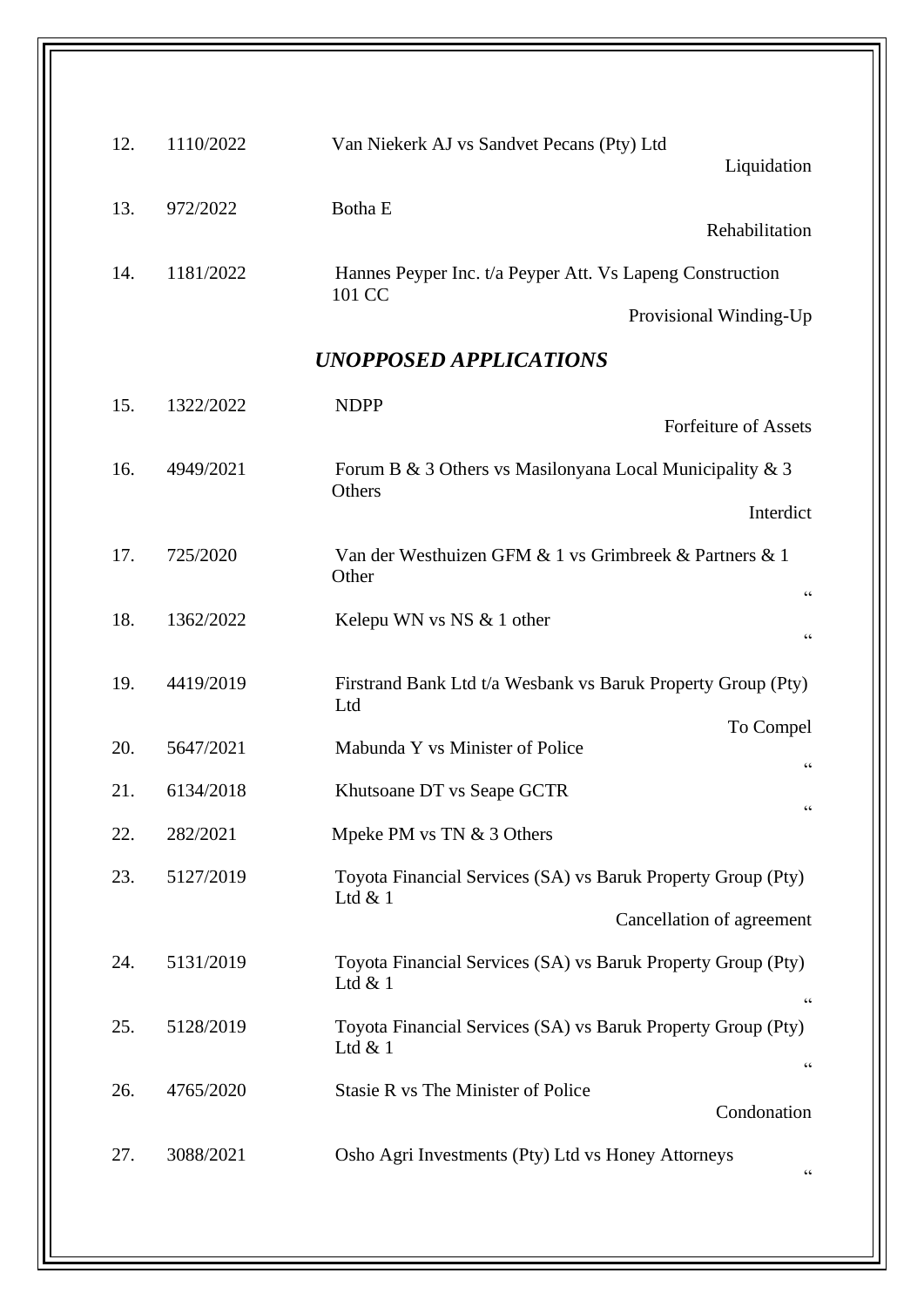| | | | |
|---|---|---|---|
| 12. | 1110/2022 | Van Niekerk AJ vs Sandvet Pecans (Pty) Ltd | Liquidation |
| 13. | 972/2022 | Botha E | Rehabilitation |
| 14. | 1181/2022 | Hannes Peyper Inc. t/a Peyper Att. Vs Lapeng Construction 101 CC | Provisional Winding-Up |

## *UNOPPOSED APPLICATIONS*

| | | | |
|---|---|---|---|
| 15. | 1322/2022 | NDPP | Forfeiture of Assets |
| 16. | 4949/2021 | Forum B & 3 Others vs Masilonyana Local Municipality & 3 Others | Interdict |
| 17. | 725/2020 | Van der Westhuizen GFM & 1 vs Grimbreek & Partners & 1 Other | “ |
| 18. | 1362/2022 | Kelepu WN vs NS & 1 other | “ |
| 19. | 4419/2019 | Firstrand Bank Ltd t/a Wesbank vs Baruk Property Group (Pty) Ltd | To Compel |
| 20. | 5647/2021 | Mabunda Y vs Minister of Police | “ |
| 21. | 6134/2018 | Khutsoane DT vs Seape GCTR | “ |
| 22. | 282/2021 | Mpeke PM vs TN & 3 Others | |
| 23. | 5127/2019 | Toyota Financial Services (SA) vs Baruk Property Group (Pty) Ltd & 1 | Cancellation of agreement |
| 24. | 5131/2019 | Toyota Financial Services (SA) vs Baruk Property Group (Pty) Ltd & 1 | “ |
| 25. | 5128/2019 | Toyota Financial Services (SA) vs Baruk Property Group (Pty) Ltd & 1 | “ |
| 26. | 4765/2020 | Stasie R vs The Minister of Police | Condonation |
| 27. | 3088/2021 | Osho Agri Investments (Pty) Ltd vs Honey Attorneys | “ |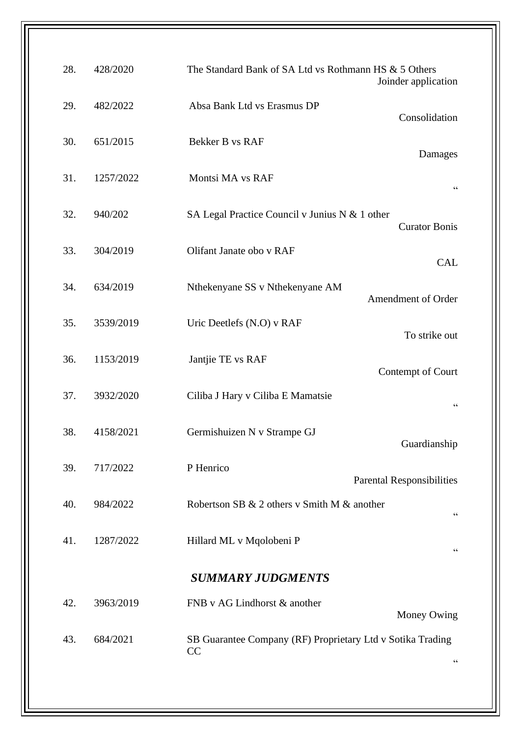| | | | |
|---|---|---|---|
| 28. | 428/2020 | The Standard Bank of SA Ltd vs Rothmann HS & 5 Others | Joinder application |
| 29. | 482/2022 | Absa Bank Ltd vs Erasmus DP | Consolidation |
| 30. | 651/2015 | Bekker B vs RAF | Damages |
| 31. | 1257/2022 | Montsi MA vs RAF | " |
| 32. | 940/202 | SA Legal Practice Council v Junius N & 1 other | Curator Bonis |
| 33. | 304/2019 | Olifant Janate obo v RAF | CAL |
| 34. | 634/2019 | Nthekenyane SS v Nthekenyane AM | Amendment of Order |
| 35. | 3539/2019 | Uric Deetlefs (N.O) v RAF | To strike out |
| 36. | 1153/2019 | Jantjie TE vs RAF | Contempt of Court |
| 37. | 3932/2020 | Ciliba J Hary v Ciliba E Mamatsie | " |
| 38. | 4158/2021 | Germishuizen N v Strampe GJ | Guardianship |
| 39. | 717/2022 | P Henrico | Parental Responsibilities |
| 40. | 984/2022 | Robertson SB & 2 others v Smith M & another | " |
| 41. | 1287/2022 | Hillard ML v Mqolobeni P | " |

## *SUMMARY JUDGMENTS*

| | | | |
|---|---|---|---|
| 42. | 3963/2019 | FNB v AG Lindhorst & another | Money Owing |
| 43. | 684/2021 | SB Guarantee Company (RF) Proprietary Ltd v Sotika Trading CC | " |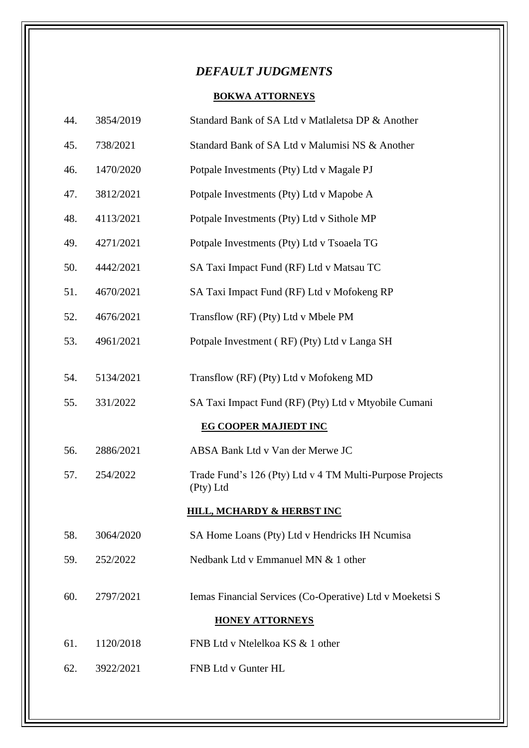# *DEFAULT JUDGMENTS*

**BOKWA ATTORNEYS**

| | | |
|---|---|---|
| 44. | 3854/2019 | Standard Bank of SA Ltd v Matlaletsa DP & Another |
| 45. | 738/2021 | Standard Bank of SA Ltd v Malumisi NS & Another |
| 46. | 1470/2020 | Potpale Investments (Pty) Ltd v Magale PJ |
| 47. | 3812/2021 | Potpale Investments (Pty) Ltd v Mapobe A |
| 48. | 4113/2021 | Potpale Investments (Pty) Ltd v Sithole MP |
| 49. | 4271/2021 | Potpale Investments (Pty) Ltd v Tsoaela TG |
| 50. | 4442/2021 | SA Taxi Impact Fund (RF) Ltd v Matsau TC |
| 51. | 4670/2021 | SA Taxi Impact Fund (RF) Ltd v Mofokeng RP |
| 52. | 4676/2021 | Transflow (RF) (Pty) Ltd v Mbele PM |
| 53. | 4961/2021 | Potpale Investment ( RF) (Pty) Ltd v Langa SH |
| 54. | 5134/2021 | Transflow (RF) (Pty) Ltd v Mofokeng MD |
| 55. | 331/2022 | SA Taxi Impact Fund (RF) (Pty) Ltd v Mtyobile Cumani |

**EG COOPER MAJIEDT INC**

| | | |
|---|---|---|
| 56. | 2886/2021 | ABSA Bank Ltd v Van der Merwe JC |
| 57. | 254/2022 | Trade Fund's 126 (Pty) Ltd v 4 TM Multi-Purpose Projects (Pty) Ltd |

**HILL, MCHARDY & HERBST INC**

| | | |
|---|---|---|
| 58. | 3064/2020 | SA Home Loans (Pty) Ltd v Hendricks IH Ncumisa |
| 59. | 252/2022 | Nedbank Ltd v Emmanuel MN & 1 other |
| 60. | 2797/2021 | Iemas Financial Services (Co-Operative) Ltd v Moeketsi S |

**HONEY ATTORNEYS**

| | | |
|---|---|---|
| 61. | 1120/2018 | FNB Ltd v Ntelelkoa KS & 1 other |
| 62. | 3922/2021 | FNB Ltd v Gunter HL |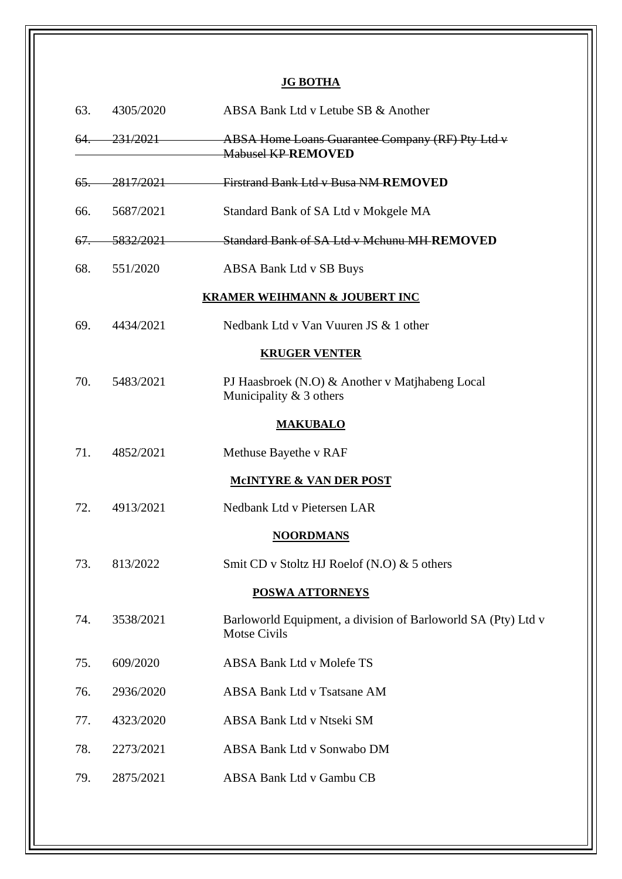**JG BOTHA**

| | | |
|---|---|---|
| 63. | 4305/2020 | ABSA Bank Ltd v Letube SB & Another |
| ~~64.~~ | ~~231/2021~~ | ~~ABSA Home Loans Guarantee Company (RF) Pty Ltd v Mabusel KP~~ **REMOVED** |
| ~~65.~~ | ~~2817/2021~~ | ~~Firstrand Bank Ltd v Busa NM~~ **REMOVED** |
| 66. | 5687/2021 | Standard Bank of SA Ltd v Mokgele MA |
| ~~67.~~ | ~~5832/2021~~ | ~~Standard Bank of SA Ltd v Mchunu MH~~ **REMOVED** |
| 68. | 551/2020 | ABSA Bank Ltd v SB Buys |

**KRAMER WEIHMANN & JOUBERT INC**

| | | |
|---|---|---|
| 69. | 4434/2021 | Nedbank Ltd v Van Vuuren JS & 1 other |

**KRUGER VENTER**

| | | |
|---|---|---|
| 70. | 5483/2021 | PJ Haasbroek (N.O) & Another v Matjhabeng Local Municipality & 3 others |

**MAKUBALO**

| | | |
|---|---|---|
| 71. | 4852/2021 | Methuse Bayethe v RAF |

**McINTYRE & VAN DER POST**

| | | |
|---|---|---|
| 72. | 4913/2021 | Nedbank Ltd v Pietersen LAR |

**NOORDMANS**

| | | |
|---|---|---|
| 73. | 813/2022 | Smit CD v Stoltz HJ Roelof (N.O) & 5 others |

**POSWA ATTORNEYS**

| | | |
|---|---|---|
| 74. | 3538/2021 | Barloworld Equipment, a division of Barloworld SA (Pty) Ltd v Motse Civils |
| 75. | 609/2020 | ABSA Bank Ltd v Molefe TS |
| 76. | 2936/2020 | ABSA Bank Ltd v Tsatsane AM |
| 77. | 4323/2020 | ABSA Bank Ltd v Ntseki SM |
| 78. | 2273/2021 | ABSA Bank Ltd v Sonwabo DM |
| 79. | 2875/2021 | ABSA Bank Ltd v Gambu CB |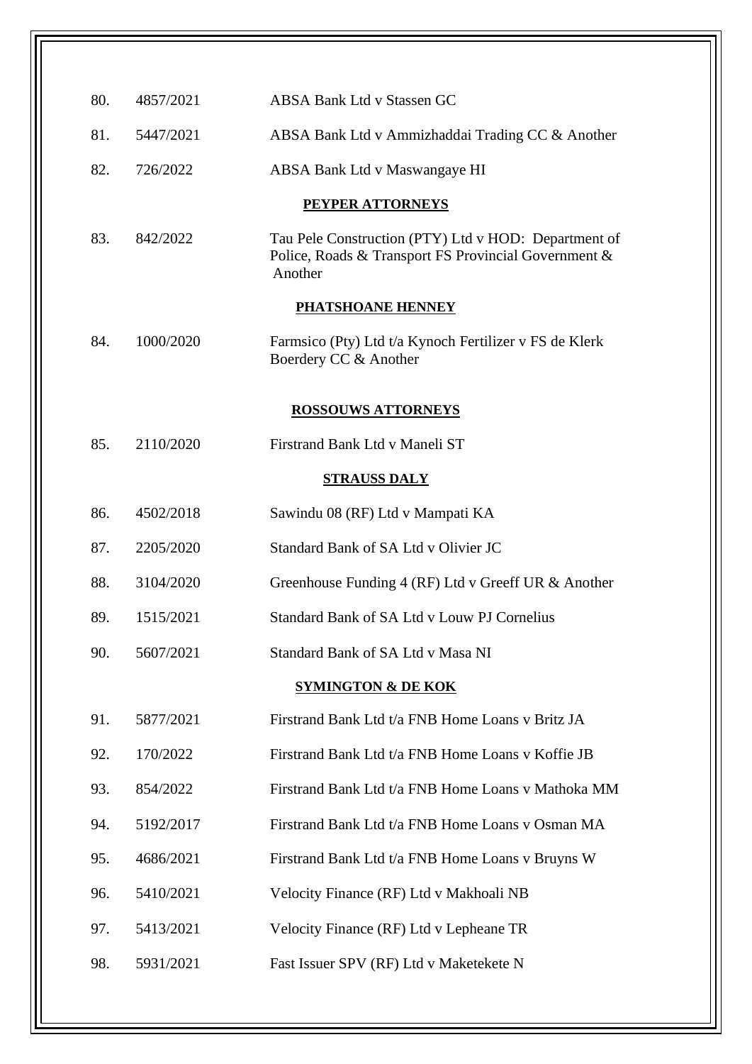| | | |
|---|---|---|
| 80. | 4857/2021 | ABSA Bank Ltd v Stassen GC |
| 81. | 5447/2021 | ABSA Bank Ltd v Ammizhaddai Trading CC & Another |
| 82. | 726/2022 | ABSA Bank Ltd v Maswangaye HI |

**PEYPER ATTORNEYS**

| | | |
|---|---|---|
| 83. | 842/2022 | Tau Pele Construction (PTY) Ltd v HOD: Department of Police, Roads & Transport FS Provincial Government & Another |

**PHATSHOANE HENNEY**

| | | |
|---|---|---|
| 84. | 1000/2020 | Farmsico (Pty) Ltd t/a Kynoch Fertilizer v FS de Klerk Boerdery CC & Another |

**ROSSOUWS ATTORNEYS**

| | | |
|---|---|---|
| 85. | 2110/2020 | Firstrand Bank Ltd v Maneli ST |

**STRAUSS DALY**

| | | |
|---|---|---|
| 86. | 4502/2018 | Sawindu 08 (RF) Ltd v Mampati KA |
| 87. | 2205/2020 | Standard Bank of SA Ltd v Olivier JC |
| 88. | 3104/2020 | Greenhouse Funding 4 (RF) Ltd v Greeff UR & Another |
| 89. | 1515/2021 | Standard Bank of SA Ltd v Louw PJ Cornelius |
| 90. | 5607/2021 | Standard Bank of SA Ltd v Masa NI |

**SYMINGTON & DE KOK**

| | | |
|---|---|---|
| 91. | 5877/2021 | Firstrand Bank Ltd t/a FNB Home Loans v Britz JA |
| 92. | 170/2022 | Firstrand Bank Ltd t/a FNB Home Loans v Koffie JB |
| 93. | 854/2022 | Firstrand Bank Ltd t/a FNB Home Loans v Mathoka MM |
| 94. | 5192/2017 | Firstrand Bank Ltd t/a FNB Home Loans v Osman MA |
| 95. | 4686/2021 | Firstrand Bank Ltd t/a FNB Home Loans v Bruyns W |
| 96. | 5410/2021 | Velocity Finance (RF) Ltd v Makhoali NB |
| 97. | 5413/2021 | Velocity Finance (RF) Ltd v Lepheane TR |
| 98. | 5931/2021 | Fast Issuer SPV (RF) Ltd v Maketekete N |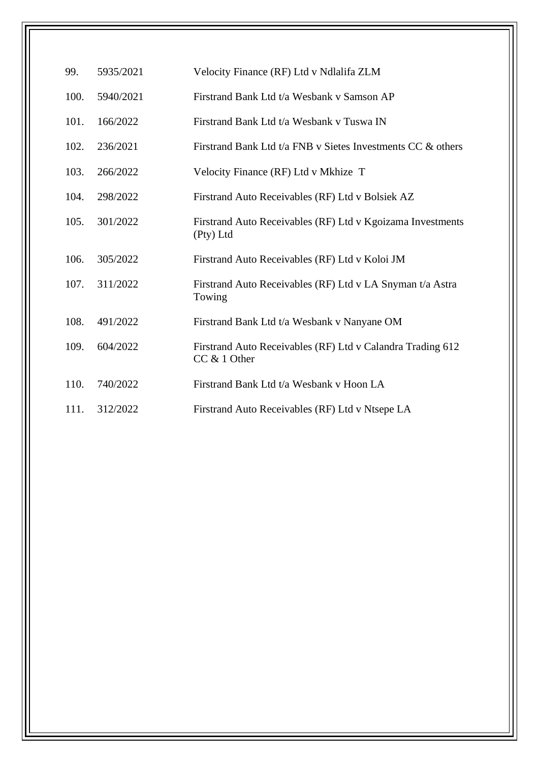| | | |
|---|---|---|
| 99. | 5935/2021 | Velocity Finance (RF) Ltd v Ndlalifa ZLM |
| 100. | 5940/2021 | Firstrand Bank Ltd t/a Wesbank v Samson AP |
| 101. | 166/2022 | Firstrand Bank Ltd t/a Wesbank v Tuswa IN |
| 102. | 236/2021 | Firstrand Bank Ltd t/a FNB v Sietes Investments CC & others |
| 103. | 266/2022 | Velocity Finance (RF) Ltd v Mkhize T |
| 104. | 298/2022 | Firstrand Auto Receivables (RF) Ltd v Bolsiek AZ |
| 105. | 301/2022 | Firstrand Auto Receivables (RF) Ltd v Kgoizama Investments (Pty) Ltd |
| 106. | 305/2022 | Firstrand Auto Receivables (RF) Ltd v Koloi JM |
| 107. | 311/2022 | Firstrand Auto Receivables (RF) Ltd v LA Snyman t/a Astra Towing |
| 108. | 491/2022 | Firstrand Bank Ltd t/a Wesbank v Nanyane OM |
| 109. | 604/2022 | Firstrand Auto Receivables (RF) Ltd v Calandra Trading 612 CC & 1 Other |
| 110. | 740/2022 | Firstrand Bank Ltd t/a Wesbank v Hoon LA |
| 111. | 312/2022 | Firstrand Auto Receivables (RF) Ltd v Ntsepe LA |